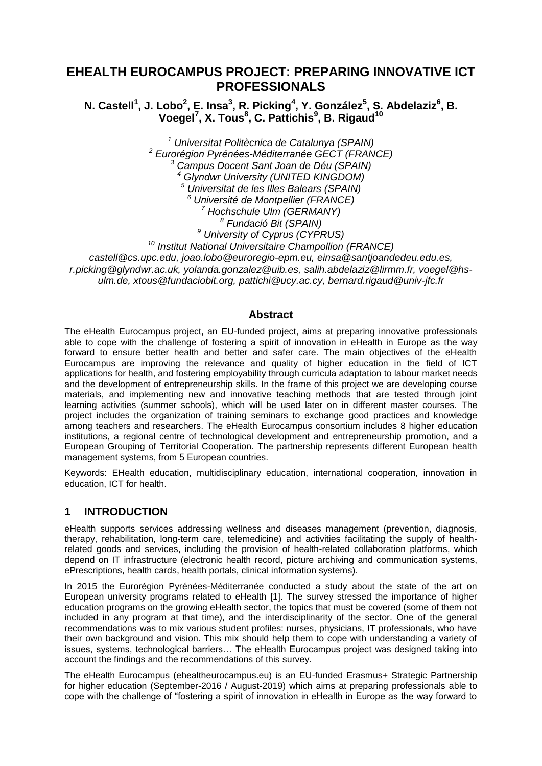# EHEALTH EUROCAMPUS PROJECT: PREPARING INNOVATIVE ICT PROFESSIONALS

**N. Castell[1], J. Lobo[2], E. Insa[3], R. Picking[4], Y. González[5], S. Abdelaziz[6], B. Voegel[7], X. Tous[8], C. Pattichis[9], B. Rigaud[10]**

*[1] Universitat Politècnica de Catalunya (SPAIN)*
*[2] Eurorégion Pyrénées-Méditerranée GECT (FRANCE)*
*[3] Campus Docent Sant Joan de Déu (SPAIN)*
*[4] Glyndwr University (UNITED KINGDOM)*
*[5] Universitat de les Illes Balears (SPAIN)*
*[6] Université de Montpellier (FRANCE)*
*[7] Hochschule Ulm (GERMANY)*
*[8] Fundació Bit (SPAIN)*
*[9] University of Cyprus (CYPRUS)*
*[10] Institut National Universitaire Champollion (FRANCE)*

*castell@cs.upc.edu, joao.lobo@euroregio-epm.eu, einsa@santjoandedeu.edu.es, r.picking@glyndwr.ac.uk, yolanda.gonzalez@uib.es, salih.abdelaziz@lirmm.fr, voegel@hs-ulm.de, xtous@fundaciobit.org, pattichi@ucy.ac.cy, bernard.rigaud@univ-jfc.fr*

## Abstract

The eHealth Eurocampus project, an EU-funded project, aims at preparing innovative professionals able to cope with the challenge of fostering a spirit of innovation in eHealth in Europe as the way forward to ensure better health and better and safer care. The main objectives of the eHealth Eurocampus are improving the relevance and quality of higher education in the field of ICT applications for health, and fostering employability through curricula adaptation to labour market needs and the development of entrepreneurship skills. In the frame of this project we are developing course materials, and implementing new and innovative teaching methods that are tested through joint learning activities (summer schools), which will be used later on in different master courses. The project includes the organization of training seminars to exchange good practices and knowledge among teachers and researchers. The eHealth Eurocampus consortium includes 8 higher education institutions, a regional centre of technological development and entrepreneurship promotion, and a European Grouping of Territorial Cooperation. The partnership represents different European health management systems, from 5 European countries.

Keywords: EHealth education, multidisciplinary education, international cooperation, innovation in education, ICT for health.

## 1 INTRODUCTION

eHealth supports services addressing wellness and diseases management (prevention, diagnosis, therapy, rehabilitation, long-term care, telemedicine) and activities facilitating the supply of health-related goods and services, including the provision of health-related collaboration platforms, which depend on IT infrastructure (electronic health record, picture archiving and communication systems, ePrescriptions, health cards, health portals, clinical information systems).

In 2015 the Eurorégion Pyrénées-Méditerranée conducted a study about the state of the art on European university programs related to eHealth [1]. The survey stressed the importance of higher education programs on the growing eHealth sector, the topics that must be covered (some of them not included in any program at that time), and the interdisciplinarity of the sector. One of the general recommendations was to mix various student profiles: nurses, physicians, IT professionals, who have their own background and vision. This mix should help them to cope with understanding a variety of issues, systems, technological barriers… The eHealth Eurocampus project was designed taking into account the findings and the recommendations of this survey.

The eHealth Eurocampus (ehealtheurocampus.eu) is an EU-funded Erasmus+ Strategic Partnership for higher education (September-2016 / August-2019) which aims at preparing professionals able to cope with the challenge of "fostering a spirit of innovation in eHealth in Europe as the way forward to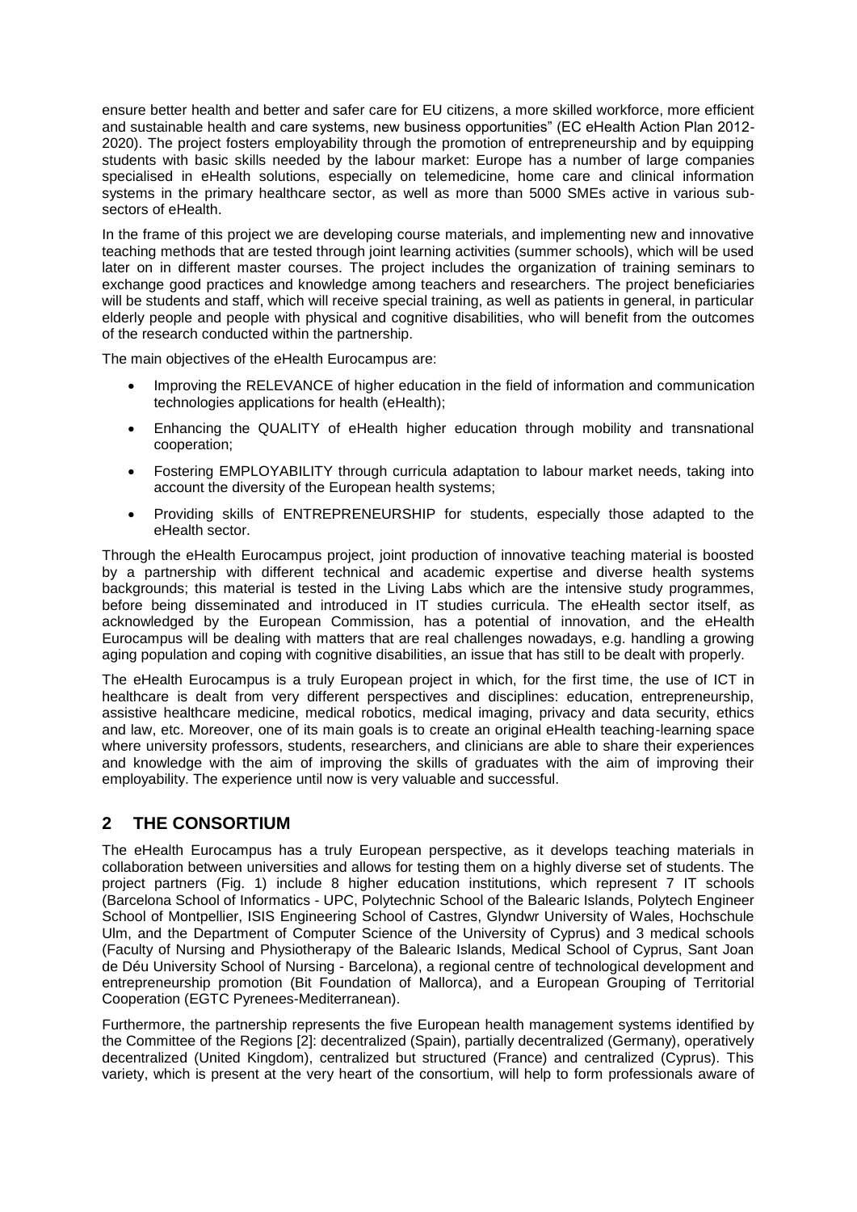ensure better health and better and safer care for EU citizens, a more skilled workforce, more efficient and sustainable health and care systems, new business opportunities" (EC eHealth Action Plan 2012-2020). The project fosters employability through the promotion of entrepreneurship and by equipping students with basic skills needed by the labour market: Europe has a number of large companies specialised in eHealth solutions, especially on telemedicine, home care and clinical information systems in the primary healthcare sector, as well as more than 5000 SMEs active in various sub-sectors of eHealth.

In the frame of this project we are developing course materials, and implementing new and innovative teaching methods that are tested through joint learning activities (summer schools), which will be used later on in different master courses. The project includes the organization of training seminars to exchange good practices and knowledge among teachers and researchers. The project beneficiaries will be students and staff, which will receive special training, as well as patients in general, in particular elderly people and people with physical and cognitive disabilities, who will benefit from the outcomes of the research conducted within the partnership.

The main objectives of the eHealth Eurocampus are:

- Improving the RELEVANCE of higher education in the field of information and communication technologies applications for health (eHealth);
- Enhancing the QUALITY of eHealth higher education through mobility and transnational cooperation;
- Fostering EMPLOYABILITY through curricula adaptation to labour market needs, taking into account the diversity of the European health systems;
- Providing skills of ENTREPRENEURSHIP for students, especially those adapted to the eHealth sector.

Through the eHealth Eurocampus project, joint production of innovative teaching material is boosted by a partnership with different technical and academic expertise and diverse health systems backgrounds; this material is tested in the Living Labs which are the intensive study programmes, before being disseminated and introduced in IT studies curricula. The eHealth sector itself, as acknowledged by the European Commission, has a potential of innovation, and the eHealth Eurocampus will be dealing with matters that are real challenges nowadays, e.g. handling a growing aging population and coping with cognitive disabilities, an issue that has still to be dealt with properly.

The eHealth Eurocampus is a truly European project in which, for the first time, the use of ICT in healthcare is dealt from very different perspectives and disciplines: education, entrepreneurship, assistive healthcare medicine, medical robotics, medical imaging, privacy and data security, ethics and law, etc. Moreover, one of its main goals is to create an original eHealth teaching-learning space where university professors, students, researchers, and clinicians are able to share their experiences and knowledge with the aim of improving the skills of graduates with the aim of improving their employability. The experience until now is very valuable and successful.

## 2 THE CONSORTIUM

The eHealth Eurocampus has a truly European perspective, as it develops teaching materials in collaboration between universities and allows for testing them on a highly diverse set of students. The project partners (Fig. 1) include 8 higher education institutions, which represent 7 IT schools (Barcelona School of Informatics - UPC, Polytechnic School of the Balearic Islands, Polytech Engineer School of Montpellier, ISIS Engineering School of Castres, Glyndwr University of Wales, Hochschule Ulm, and the Department of Computer Science of the University of Cyprus) and 3 medical schools (Faculty of Nursing and Physiotherapy of the Balearic Islands, Medical School of Cyprus, Sant Joan de Déu University School of Nursing - Barcelona), a regional centre of technological development and entrepreneurship promotion (Bit Foundation of Mallorca), and a European Grouping of Territorial Cooperation (EGTC Pyrenees-Mediterranean).

Furthermore, the partnership represents the five European health management systems identified by the Committee of the Regions [2]: decentralized (Spain), partially decentralized (Germany), operatively decentralized (United Kingdom), centralized but structured (France) and centralized (Cyprus). This variety, which is present at the very heart of the consortium, will help to form professionals aware of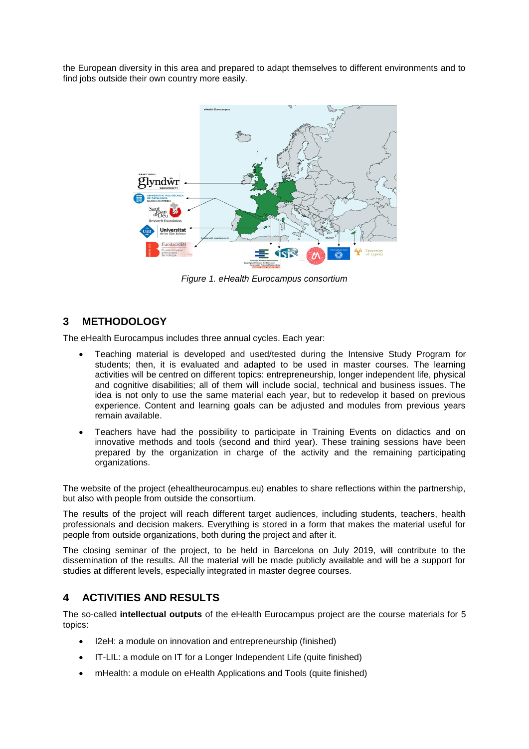the European diversity in this area and prepared to adapt themselves to different environments and to find jobs outside their own country more easily.

*Figure 1. eHealth Eurocampus consortium*

## 3 METHODOLOGY

The eHealth Eurocampus includes three annual cycles. Each year:

- Teaching material is developed and used/tested during the Intensive Study Program for students; then, it is evaluated and adapted to be used in master courses. The learning activities will be centred on different topics: entrepreneurship, longer independent life, physical and cognitive disabilities; all of them will include social, technical and business issues. The idea is not only to use the same material each year, but to redevelop it based on previous experience. Content and learning goals can be adjusted and modules from previous years remain available.
- Teachers have had the possibility to participate in Training Events on didactics and on innovative methods and tools (second and third year). These training sessions have been prepared by the organization in charge of the activity and the remaining participating organizations.

The website of the project (ehealtheurocampus.eu) enables to share reflections within the partnership, but also with people from outside the consortium.

The results of the project will reach different target audiences, including students, teachers, health professionals and decision makers. Everything is stored in a form that makes the material useful for people from outside organizations, both during the project and after it.

The closing seminar of the project, to be held in Barcelona on July 2019, will contribute to the dissemination of the results. All the material will be made publicly available and will be a support for studies at different levels, especially integrated in master degree courses.

## 4 ACTIVITIES AND RESULTS

The so-called **intellectual outputs** of the eHealth Eurocampus project are the course materials for 5 topics:

- I2eH: a module on innovation and entrepreneurship (finished)
- IT-LIL: a module on IT for a Longer Independent Life (quite finished)
- mHealth: a module on eHealth Applications and Tools (quite finished)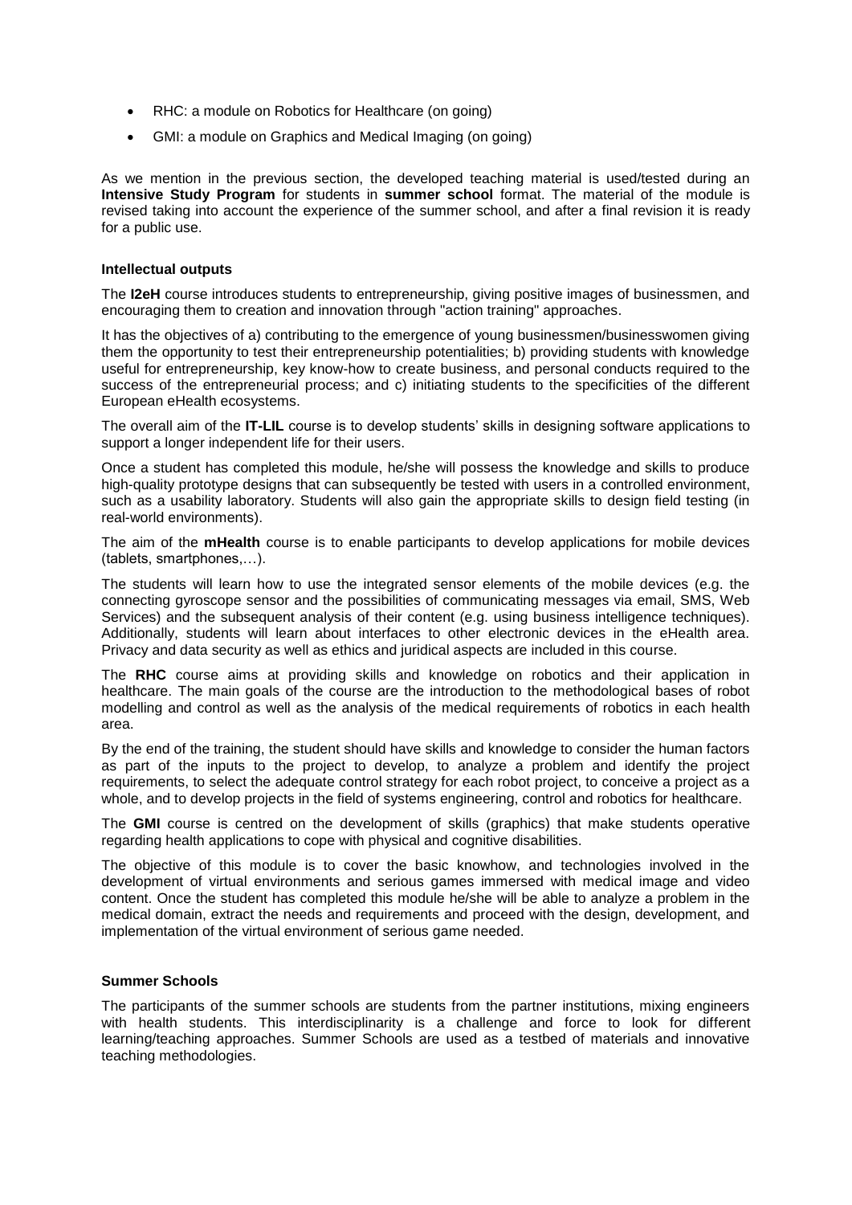- RHC: a module on Robotics for Healthcare (on going)
- GMI: a module on Graphics and Medical Imaging (on going)

As we mention in the previous section, the developed teaching material is used/tested during an **Intensive Study Program** for students in **summer school** format. The material of the module is revised taking into account the experience of the summer school, and after a final revision it is ready for a public use.

**Intellectual outputs**

The **I2eH** course introduces students to entrepreneurship, giving positive images of businessmen, and encouraging them to creation and innovation through "action training" approaches.

It has the objectives of a) contributing to the emergence of young businessmen/businesswomen giving them the opportunity to test their entrepreneurship potentialities; b) providing students with knowledge useful for entrepreneurship, key know-how to create business, and personal conducts required to the success of the entrepreneurial process; and c) initiating students to the specificities of the different European eHealth ecosystems.

The overall aim of the **IT-LIL** course is to develop students' skills in designing software applications to support a longer independent life for their users.

Once a student has completed this module, he/she will possess the knowledge and skills to produce high-quality prototype designs that can subsequently be tested with users in a controlled environment, such as a usability laboratory. Students will also gain the appropriate skills to design field testing (in real-world environments).

The aim of the **mHealth** course is to enable participants to develop applications for mobile devices (tablets, smartphones,…).

The students will learn how to use the integrated sensor elements of the mobile devices (e.g. the connecting gyroscope sensor and the possibilities of communicating messages via email, SMS, Web Services) and the subsequent analysis of their content (e.g. using business intelligence techniques). Additionally, students will learn about interfaces to other electronic devices in the eHealth area. Privacy and data security as well as ethics and juridical aspects are included in this course.

The **RHC** course aims at providing skills and knowledge on robotics and their application in healthcare. The main goals of the course are the introduction to the methodological bases of robot modelling and control as well as the analysis of the medical requirements of robotics in each health area.

By the end of the training, the student should have skills and knowledge to consider the human factors as part of the inputs to the project to develop, to analyze a problem and identify the project requirements, to select the adequate control strategy for each robot project, to conceive a project as a whole, and to develop projects in the field of systems engineering, control and robotics for healthcare.

The **GMI** course is centred on the development of skills (graphics) that make students operative regarding health applications to cope with physical and cognitive disabilities.

The objective of this module is to cover the basic knowhow, and technologies involved in the development of virtual environments and serious games immersed with medical image and video content. Once the student has completed this module he/she will be able to analyze a problem in the medical domain, extract the needs and requirements and proceed with the design, development, and implementation of the virtual environment of serious game needed.

**Summer Schools**

The participants of the summer schools are students from the partner institutions, mixing engineers with health students. This interdisciplinarity is a challenge and force to look for different learning/teaching approaches. Summer Schools are used as a testbed of materials and innovative teaching methodologies.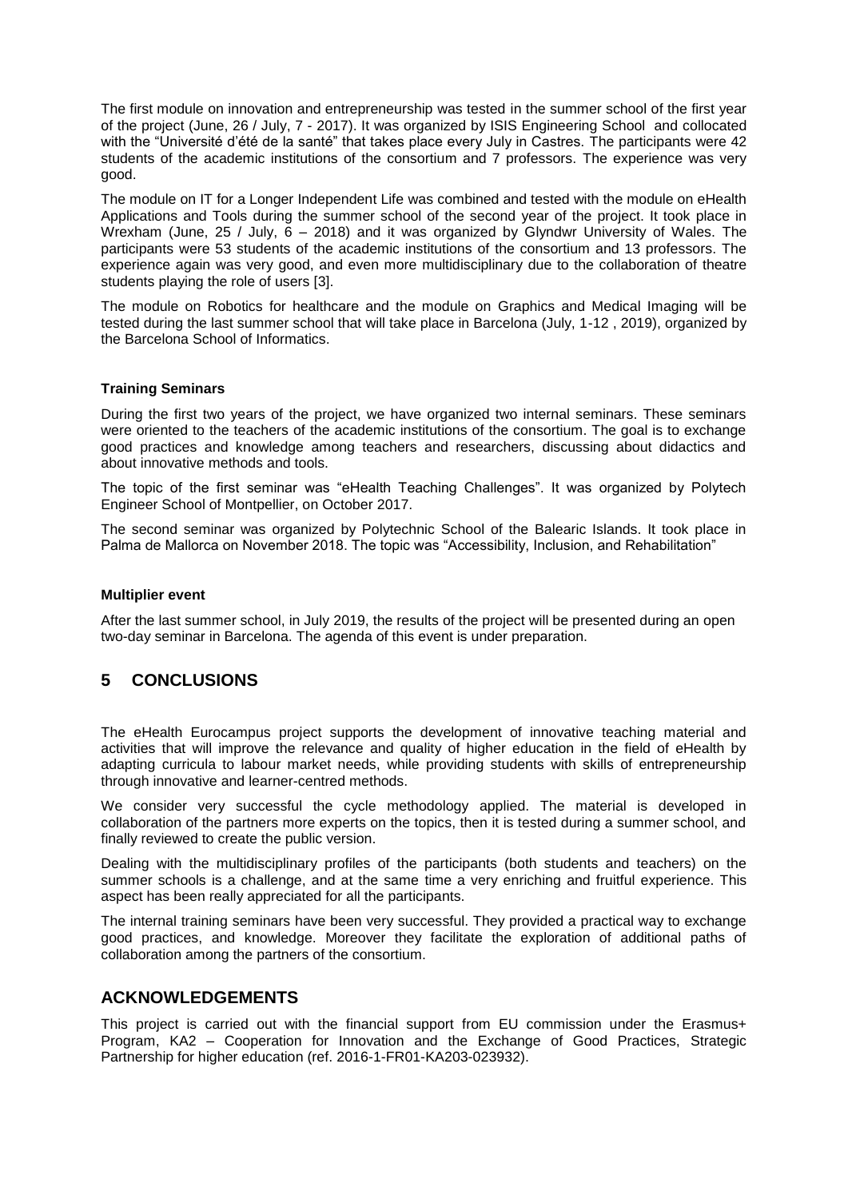The first module on innovation and entrepreneurship was tested in the summer school of the first year of the project (June, 26 / July, 7 - 2017). It was organized by ISIS Engineering School and collocated with the "Université d'été de la santé" that takes place every July in Castres. The participants were 42 students of the academic institutions of the consortium and 7 professors. The experience was very good.

The module on IT for a Longer Independent Life was combined and tested with the module on eHealth Applications and Tools during the summer school of the second year of the project. It took place in Wrexham (June, 25 / July, 6 – 2018) and it was organized by Glyndwr University of Wales. The participants were 53 students of the academic institutions of the consortium and 13 professors. The experience again was very good, and even more multidisciplinary due to the collaboration of theatre students playing the role of users [3].

The module on Robotics for healthcare and the module on Graphics and Medical Imaging will be tested during the last summer school that will take place in Barcelona (July, 1-12 , 2019), organized by the Barcelona School of Informatics.

#### Training Seminars

During the first two years of the project, we have organized two internal seminars. These seminars were oriented to the teachers of the academic institutions of the consortium. The goal is to exchange good practices and knowledge among teachers and researchers, discussing about didactics and about innovative methods and tools.

The topic of the first seminar was "eHealth Teaching Challenges". It was organized by Polytech Engineer School of Montpellier, on October 2017.

The second seminar was organized by Polytechnic School of the Balearic Islands. It took place in Palma de Mallorca on November 2018. The topic was "Accessibility, Inclusion, and Rehabilitation"

#### Multiplier event

After the last summer school, in July 2019, the results of the project will be presented during an open two-day seminar in Barcelona. The agenda of this event is under preparation.

## 5 CONCLUSIONS

The eHealth Eurocampus project supports the development of innovative teaching material and activities that will improve the relevance and quality of higher education in the field of eHealth by adapting curricula to labour market needs, while providing students with skills of entrepreneurship through innovative and learner-centred methods.

We consider very successful the cycle methodology applied. The material is developed in collaboration of the partners more experts on the topics, then it is tested during a summer school, and finally reviewed to create the public version.

Dealing with the multidisciplinary profiles of the participants (both students and teachers) on the summer schools is a challenge, and at the same time a very enriching and fruitful experience. This aspect has been really appreciated for all the participants.

The internal training seminars have been very successful. They provided a practical way to exchange good practices, and knowledge. Moreover they facilitate the exploration of additional paths of collaboration among the partners of the consortium.

## ACKNOWLEDGEMENTS

This project is carried out with the financial support from EU commission under the Erasmus+ Program, KA2 – Cooperation for Innovation and the Exchange of Good Practices, Strategic Partnership for higher education (ref. 2016-1-FR01-KA203-023932).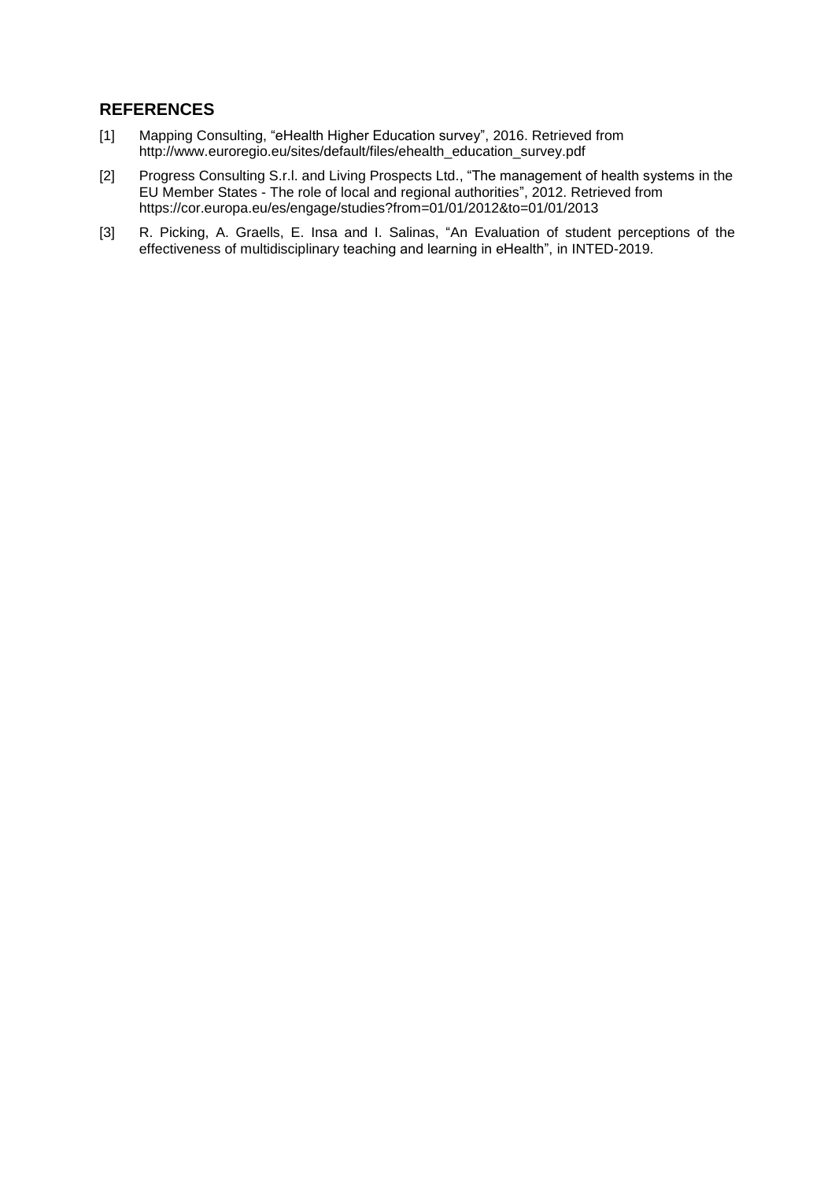## REFERENCES

[1] Mapping Consulting, "eHealth Higher Education survey", 2016. Retrieved from http://www.euroregio.eu/sites/default/files/ehealth_education_survey.pdf

[2] Progress Consulting S.r.l. and Living Prospects Ltd., "The management of health systems in the EU Member States - The role of local and regional authorities", 2012. Retrieved from https://cor.europa.eu/es/engage/studies?from=01/01/2012&to=01/01/2013

[3] R. Picking, A. Graells, E. Insa and I. Salinas, "An Evaluation of student perceptions of the effectiveness of multidisciplinary teaching and learning in eHealth", in INTED-2019.